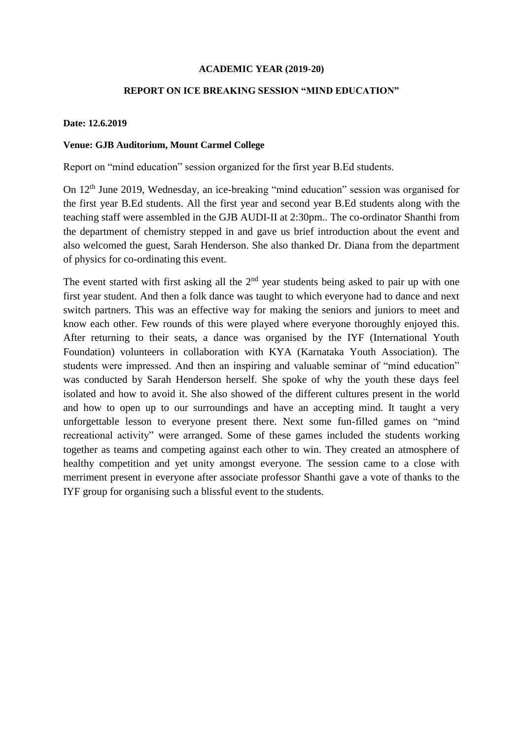**ACADEMIC YEAR (2019-20)**

**REPORT ON ICE BREAKING SESSION "MIND EDUCATION"**

**Date: 12.6.2019**

**Venue: GJB Auditorium, Mount Carmel College**

Report on "mind education" session organized for the first year B.Ed students.

On 12th June 2019, Wednesday, an ice-breaking "mind education" session was organised for the first year B.Ed students. All the first year and second year B.Ed students along with the teaching staff were assembled in the GJB AUDI-II at 2:30pm.. The co-ordinator Shanthi from the department of chemistry stepped in and gave us brief introduction about the event and also welcomed the guest, Sarah Henderson. She also thanked Dr. Diana from the department of physics for co-ordinating this event.

The event started with first asking all the 2nd year students being asked to pair up with one first year student. And then a folk dance was taught to which everyone had to dance and next switch partners. This was an effective way for making the seniors and juniors to meet and know each other. Few rounds of this were played where everyone thoroughly enjoyed this. After returning to their seats, a dance was organised by the IYF (International Youth Foundation) volunteers in collaboration with KYA (Karnataka Youth Association). The students were impressed. And then an inspiring and valuable seminar of "mind education" was conducted by Sarah Henderson herself. She spoke of why the youth these days feel isolated and how to avoid it. She also showed of the different cultures present in the world and how to open up to our surroundings and have an accepting mind. It taught a very unforgettable lesson to everyone present there. Next some fun-filled games on "mind recreational activity" were arranged. Some of these games included the students working together as teams and competing against each other to win. They created an atmosphere of healthy competition and yet unity amongst everyone. The session came to a close with merriment present in everyone after associate professor Shanthi gave a vote of thanks to the IYF group for organising such a blissful event to the students.